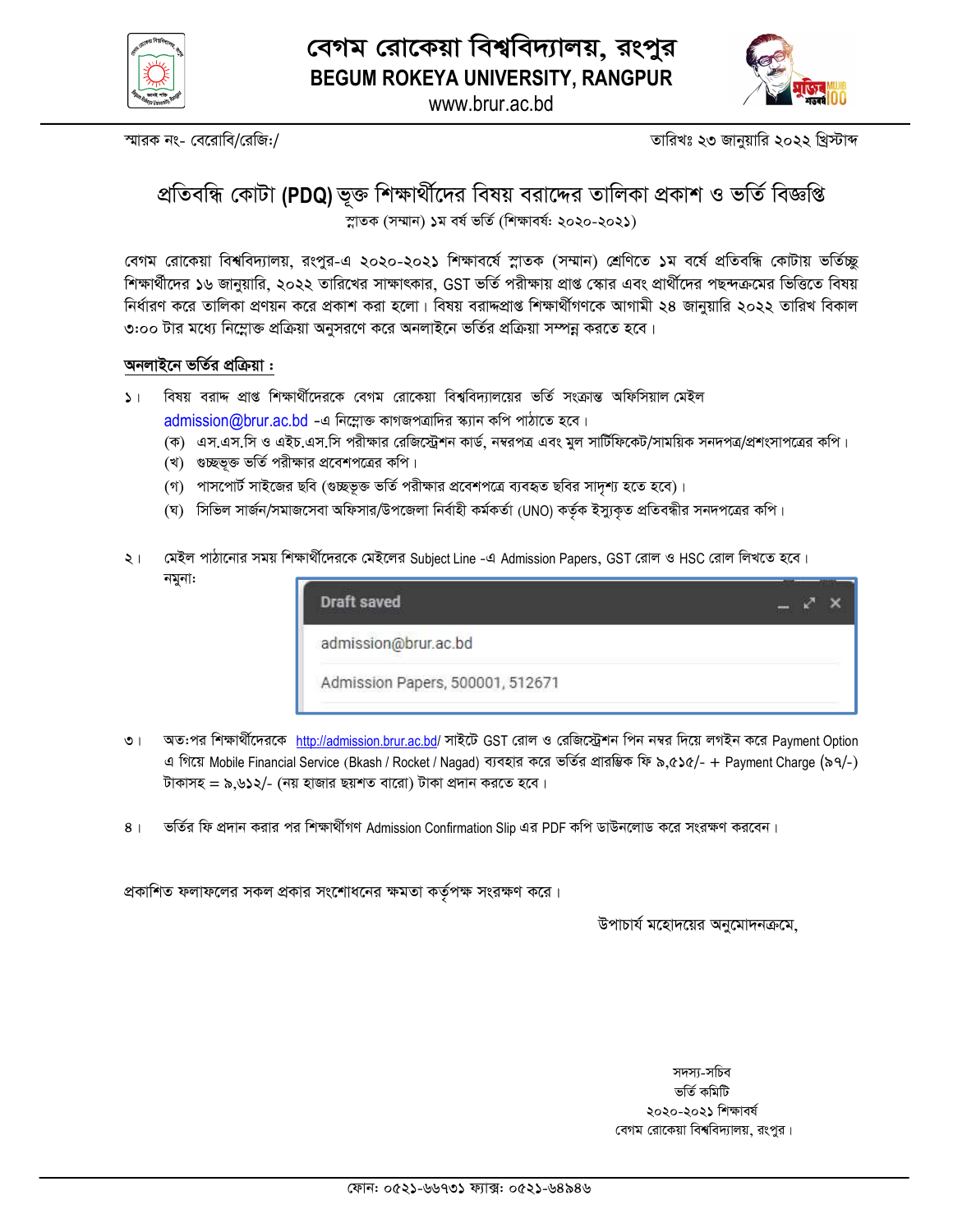# বেগম রোকেয়া বিশ্ববিদ্যালয়, রংপুর

## BEGUM ROKEYA UNIVERSITY, RANGPUR

www.brur.ac.bd

স্মারক নং- বেরোবি/রেজি:/ তারিখঃ ২৩ জানুয়ারি ২০২২ খ্রিস্টাব্দ

## প্রতিবন্ধি কোটা (PDQ) ভূক্ত শিক্ষার্থীদের বিষয় বরাদ্দের তালিকা প্রকাশ ও ভর্তি বিজ্ঞপ্তি

স্নাতক (সম্মান) ১ম বর্ষ ভর্তি (শিক্ষাবর্ষ: ২০২০-২০২১)

বেগম রোকেয়া বিশ্ববিদ্যালয়, রংপুর-এ ২০২০-২০২১ শিক্ষাবর্ষে স্নাতক (সম্মান) শ্রেণিতে ১ম বর্ষে প্রতিবন্ধি কোটায় ভর্তিচ্ছু শিক্ষার্থীদের ১৬ জানুয়ারি, ২০২২ তারিখের সাক্ষাৎকার, GST ভর্তি পরীক্ষায় প্রাপ্ত স্কোর এবং প্রার্থীদের পছন্দক্রমের ভিত্তিতে বিষয় নির্ধারণ করে তালিকা প্রণয়ন করে প্রকাশ করা হলো। বিষয় বরাদ্দপ্রাপ্ত শিক্ষার্থীগণকে আগামী ২৪ জানুয়ারি ২০২২ তারিখ বিকাল ৩:০০ টার মধ্যে নিম্নোক্ত প্রক্রিয়া অনুসরণে করে অনলাইনে ভর্তির প্রক্রিয়া সম্পন্ন করতে হবে।

**অনলাইনে ভর্তির প্রক্রিয়া :**

১। বিষয় বরাদ্দ প্রাপ্ত শিক্ষার্থীদেরকে বেগম রোকেয়া বিশ্ববিদ্যালয়ের ভর্তি সংক্রান্ত অফিসিয়াল মেইল admission@brur.ac.bd -এ নিম্নোক্ত কাগজপত্রাদির স্ক্যান কপি পাঠাতে হবে।

- (ক) এস.এস.সি ও এইচ.এস.সি পরীক্ষার রেজিস্ট্রেশন কার্ড, নম্বরপত্র এবং মুল সার্টিফিকেট/সাময়িক সনদপত্র/প্রশংসাপত্রের কপি।
- (খ) গুচ্ছভুক্ত ভর্তি পরীক্ষার প্রবেশপত্রের কপি।
- (গ) পাসপোর্ট সাইজের ছবি (গুচ্ছভুক্ত ভর্তি পরীক্ষার প্রবেশপত্রে ব্যবহৃত ছবির সাদৃশ্য হতে হবে)।
- (ঘ) সিভিল সার্জন/সমাজসেবা অফিসার/উপজেলা নির্বাহী কর্মকর্তা (UNO) কর্তৃক ইস্যুকৃত প্রতিবন্ধীর সনদপত্রের কপি।

২। মেইল পাঠানোর সময় শিক্ষার্থীদেরকে মেইলের Subject Line -এ Admission Papers, GST রোল ও HSC রোল লিখতে হবে।
নমুনা:

```
Draft saved
admission@brur.ac.bd
Admission Papers, 500001, 512671
```

৩। অত:পর শিক্ষার্থীদেরকে http://admission.brur.ac.bd/ সাইটে GST রোল ও রেজিস্ট্রেশন পিন নম্বর দিয়ে লগইন করে Payment Option এ গিয়ে Mobile Financial Service (Bkash / Rocket / Nagad) ব্যবহার করে ভর্তির প্রারম্ভিক ফি ৯,৫১৫/- + Payment Charge (৯৭/-) টাকাসহ = ৯,৬১২/- (নয় হাজার ছয়শত বারো) টাকা প্রদান করতে হবে।

৪। ভর্তির ফি প্রদান করার পর শিক্ষার্থীগণ Admission Confirmation Slip এর PDF কপি ডাউনলোড করে সংরক্ষণ করবেন।

প্রকাশিত ফলাফলের সকল প্রকার সংশোধনের ক্ষমতা কর্তৃপক্ষ সংরক্ষণ করে।

উপাচার্য মহোদয়ের অনুমোদনক্রমে,

সদস্য-সচিব
ভর্তি কমিটি
২০২০-২০২১ শিক্ষাবর্ষ
বেগম রোকেয়া বিশ্ববিদ্যালয়, রংপুর।

ফোন: ০৫২১-৬৬৭৩১ ফ্যাক্স: ০৫২১-৬৪৯৪৬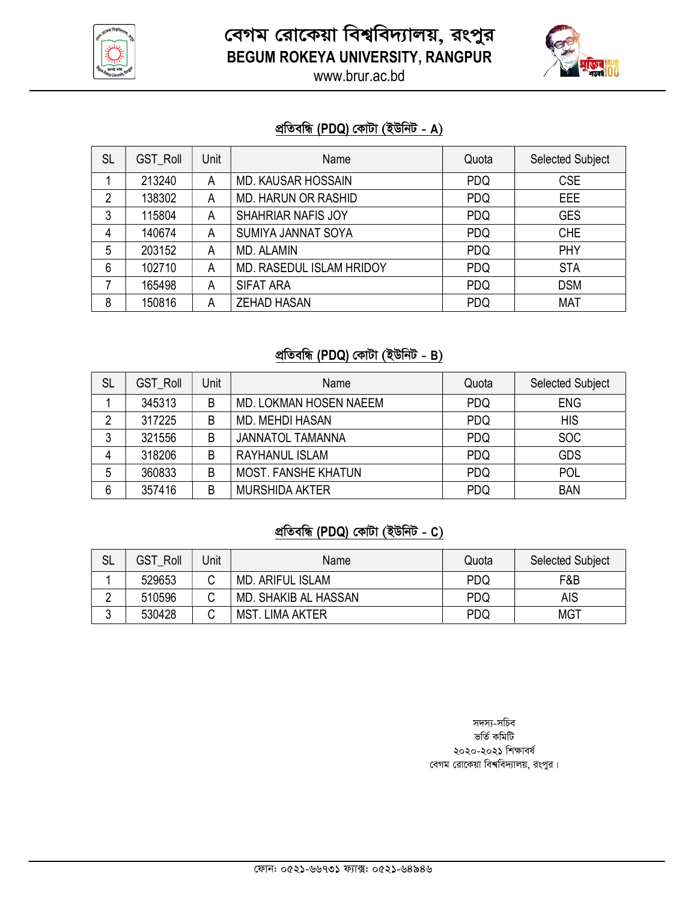# বেগম রোকেয়া বিশ্ববিদ্যালয়, রংপুর

## BEGUM ROKEYA UNIVERSITY, RANGPUR

www.brur.ac.bd

### প্রতিবন্ধি (PDQ) কোটা (ইউনিট - A)

| SL | GST_Roll | Unit | Name | Quota | Selected Subject |
|---|---|---|---|---|---|
| 1 | 213240 | A | MD. KAUSAR HOSSAIN | PDQ | CSE |
| 2 | 138302 | A | MD. HARUN OR RASHID | PDQ | EEE |
| 3 | 115804 | A | SHAHRIAR NAFIS JOY | PDQ | GES |
| 4 | 140674 | A | SUMIYA JANNAT SOYA | PDQ | CHE |
| 5 | 203152 | A | MD. ALAMIN | PDQ | PHY |
| 6 | 102710 | A | MD. RASEDUL ISLAM HRIDOY | PDQ | STA |
| 7 | 165498 | A | SIFAT ARA | PDQ | DSM |
| 8 | 150816 | A | ZEHAD HASAN | PDQ | MAT |

### প্রতিবন্ধি (PDQ) কোটা (ইউনিট - B)

| SL | GST_Roll | Unit | Name | Quota | Selected Subject |
|---|---|---|---|---|---|
| 1 | 345313 | B | MD. LOKMAN HOSEN NAEEM | PDQ | ENG |
| 2 | 317225 | B | MD. MEHDI HASAN | PDQ | HIS |
| 3 | 321556 | B | JANNATOL TAMANNA | PDQ | SOC |
| 4 | 318206 | B | RAYHANUL ISLAM | PDQ | GDS |
| 5 | 360833 | B | MOST. FANSHE KHATUN | PDQ | POL |
| 6 | 357416 | B | MURSHIDA AKTER | PDQ | BAN |

### প্রতিবন্ধি (PDQ) কোটা (ইউনিট - C)

| SL | GST_Roll | Unit | Name | Quota | Selected Subject |
|---|---|---|---|---|---|
| 1 | 529653 | C | MD. ARIFUL ISLAM | PDQ | F&B |
| 2 | 510596 | C | MD. SHAKIB AL HASSAN | PDQ | AIS |
| 3 | 530428 | C | MST. LIMA AKTER | PDQ | MGT |

সদস্য-সচিব
ভর্তি কমিটি
২০২০-২০২১ শিক্ষাবর্ষ
বেগম রোকেয়া বিশ্ববিদ্যালয়, রংপুর।

ফোন: ০৫২১-৬৬৭৩১ ফ্যাক্স: ০৫২১-৬৪৯৪৬